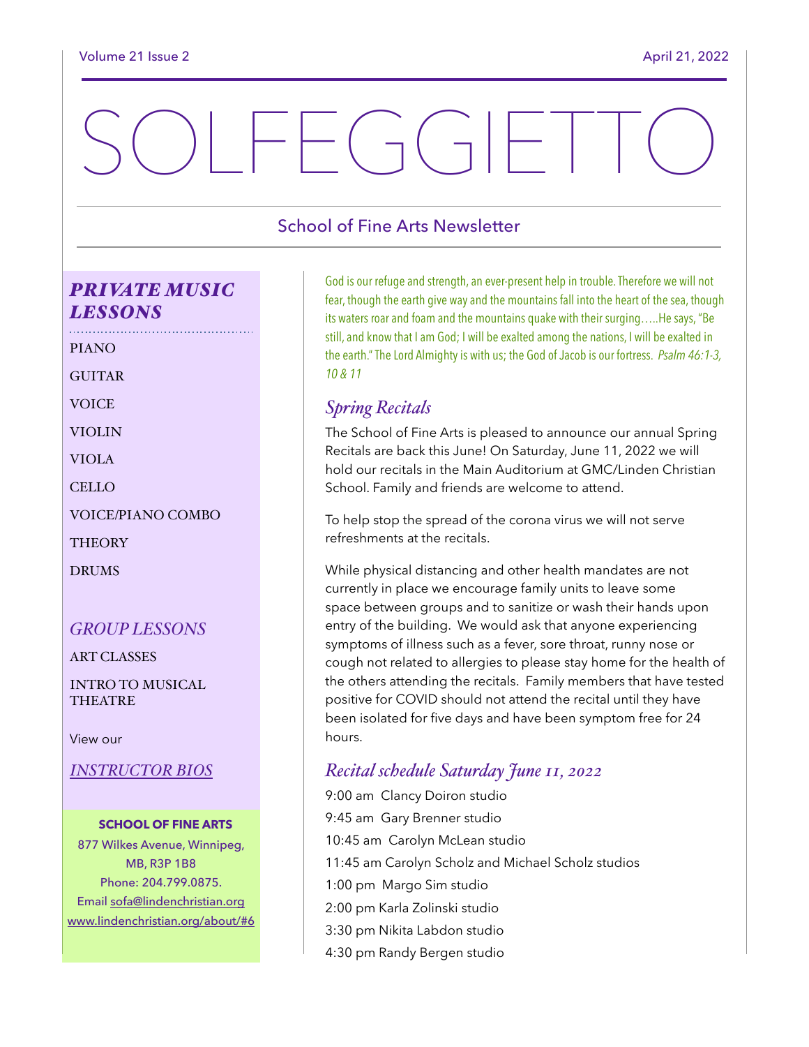# SOLFEGGIETTO

## School of Fine Arts Newsletter

### *PRIVATE MUSIC LESSONS*

PIANO

GUITAR

VOICE

VIOLIN

VIOLA

CELLO

VOICE/PIANO COMBO

THEORY

DRUMS

### *GROUP LESSONS*

ART CLASSES

INTRO TO MUSICAL THEATRE

View our

*INSTRUCTOR BIOS*

**SCHOOL OF FINE ARTS**
877 Wilkes Avenue, Winnipeg, MB, R3P 1B8
Phone: 204.799.0875.
Email sofa@lindenchristian.org
www.lindenchristian.org/about/#6

God is our refuge and strength, an ever-present help in trouble. Therefore we will not fear, though the earth give way and the mountains fall into the heart of the sea, though its waters roar and foam and the mountains quake with their surging…..He says, "Be still, and know that I am God; I will be exalted among the nations, I will be exalted in the earth." The Lord Almighty is with us; the God of Jacob is our fortress. *Psalm 46:1-3, 10 & 11*

## *Spring Recitals*

The School of Fine Arts is pleased to announce our annual Spring Recitals are back this June! On Saturday, June 11, 2022 we will hold our recitals in the Main Auditorium at GMC/Linden Christian School. Family and friends are welcome to attend.

To help stop the spread of the corona virus we will not serve refreshments at the recitals.

While physical distancing and other health mandates are not currently in place we encourage family units to leave some space between groups and to sanitize or wash their hands upon entry of the building. We would ask that anyone experiencing symptoms of illness such as a fever, sore throat, runny nose or cough not related to allergies to please stay home for the health of the others attending the recitals. Family members that have tested positive for COVID should not attend the recital until they have been isolated for five days and have been symptom free for 24 hours.

## *Recital schedule Saturday June 11, 2022*

9:00 am Clancy Doiron studio
9:45 am Gary Brenner studio
10:45 am Carolyn McLean studio
11:45 am Carolyn Scholz and Michael Scholz studios
1:00 pm Margo Sim studio
2:00 pm Karla Zolinski studio
3:30 pm Nikita Labdon studio
4:30 pm Randy Bergen studio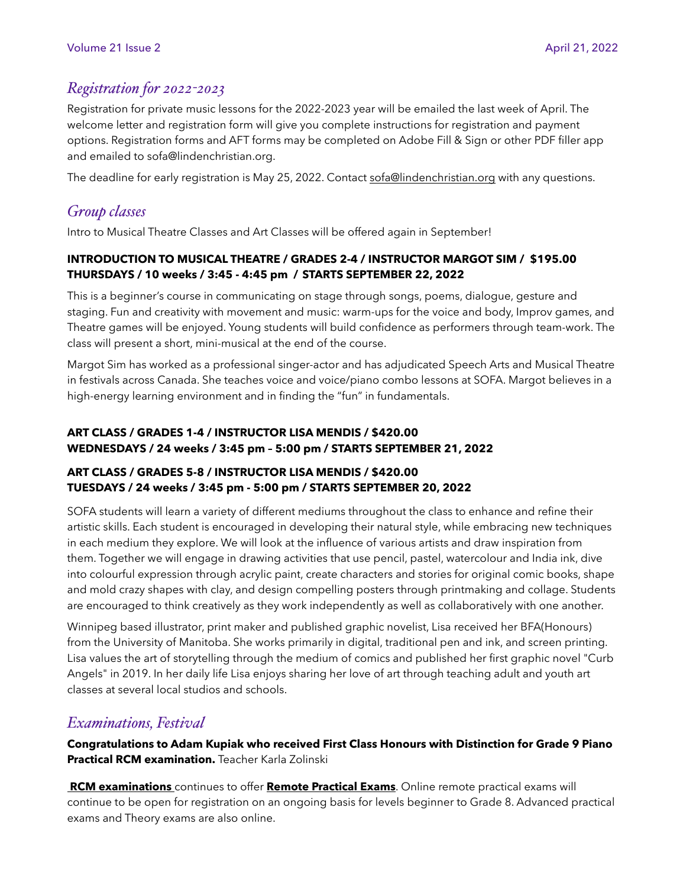## *Registration for 2022-2023*

Registration for private music lessons for the 2022-2023 year will be emailed the last week of April. The welcome letter and registration form will give you complete instructions for registration and payment options. Registration forms and AFT forms may be completed on Adobe Fill & Sign or other PDF filler app and emailed to sofa@lindenchristian.org.

The deadline for early registration is May 25, 2022. Contact sofa@lindenchristian.org with any questions.

## *Group classes*

Intro to Musical Theatre Classes and Art Classes will be offered again in September!

**INTRODUCTION TO MUSICAL THEATRE / GRADES 2-4 / INSTRUCTOR MARGOT SIM / $195.00**
**THURSDAYS / 10 weeks / 3:45 - 4:45 pm / STARTS SEPTEMBER 22, 2022**

This is a beginner's course in communicating on stage through songs, poems, dialogue, gesture and staging. Fun and creativity with movement and music: warm-ups for the voice and body, Improv games, and Theatre games will be enjoyed. Young students will build confidence as performers through team-work. The class will present a short, mini-musical at the end of the course.

Margot Sim has worked as a professional singer-actor and has adjudicated Speech Arts and Musical Theatre in festivals across Canada. She teaches voice and voice/piano combo lessons at SOFA. Margot believes in a high-energy learning environment and in finding the "fun" in fundamentals.

**ART CLASS / GRADES 1-4 / INSTRUCTOR LISA MENDIS / $420.00**
**WEDNESDAYS / 24 weeks / 3:45 pm – 5:00 pm / STARTS SEPTEMBER 21, 2022**

**ART CLASS / GRADES 5-8 / INSTRUCTOR LISA MENDIS / $420.00**
**TUESDAYS / 24 weeks / 3:45 pm - 5:00 pm / STARTS SEPTEMBER 20, 2022**

SOFA students will learn a variety of different mediums throughout the class to enhance and refine their artistic skills. Each student is encouraged in developing their natural style, while embracing new techniques in each medium they explore. We will look at the influence of various artists and draw inspiration from them. Together we will engage in drawing activities that use pencil, pastel, watercolour and India ink, dive into colourful expression through acrylic paint, create characters and stories for original comic books, shape and mold crazy shapes with clay, and design compelling posters through printmaking and collage. Students are encouraged to think creatively as they work independently as well as collaboratively with one another.

Winnipeg based illustrator, print maker and published graphic novelist, Lisa received her BFA(Honours) from the University of Manitoba. She works primarily in digital, traditional pen and ink, and screen printing. Lisa values the art of storytelling through the medium of comics and published her first graphic novel "Curb Angels" in 2019. In her daily life Lisa enjoys sharing her love of art through teaching adult and youth art classes at several local studios and schools.

## *Examinations, Festival*

**Congratulations to Adam Kupiak who received First Class Honours with Distinction for Grade 9 Piano Practical RCM examination.** Teacher Karla Zolinski

**RCM examinations** continues to offer **Remote Practical Exams**. Online remote practical exams will continue to be open for registration on an ongoing basis for levels beginner to Grade 8. Advanced practical exams and Theory exams are also online.